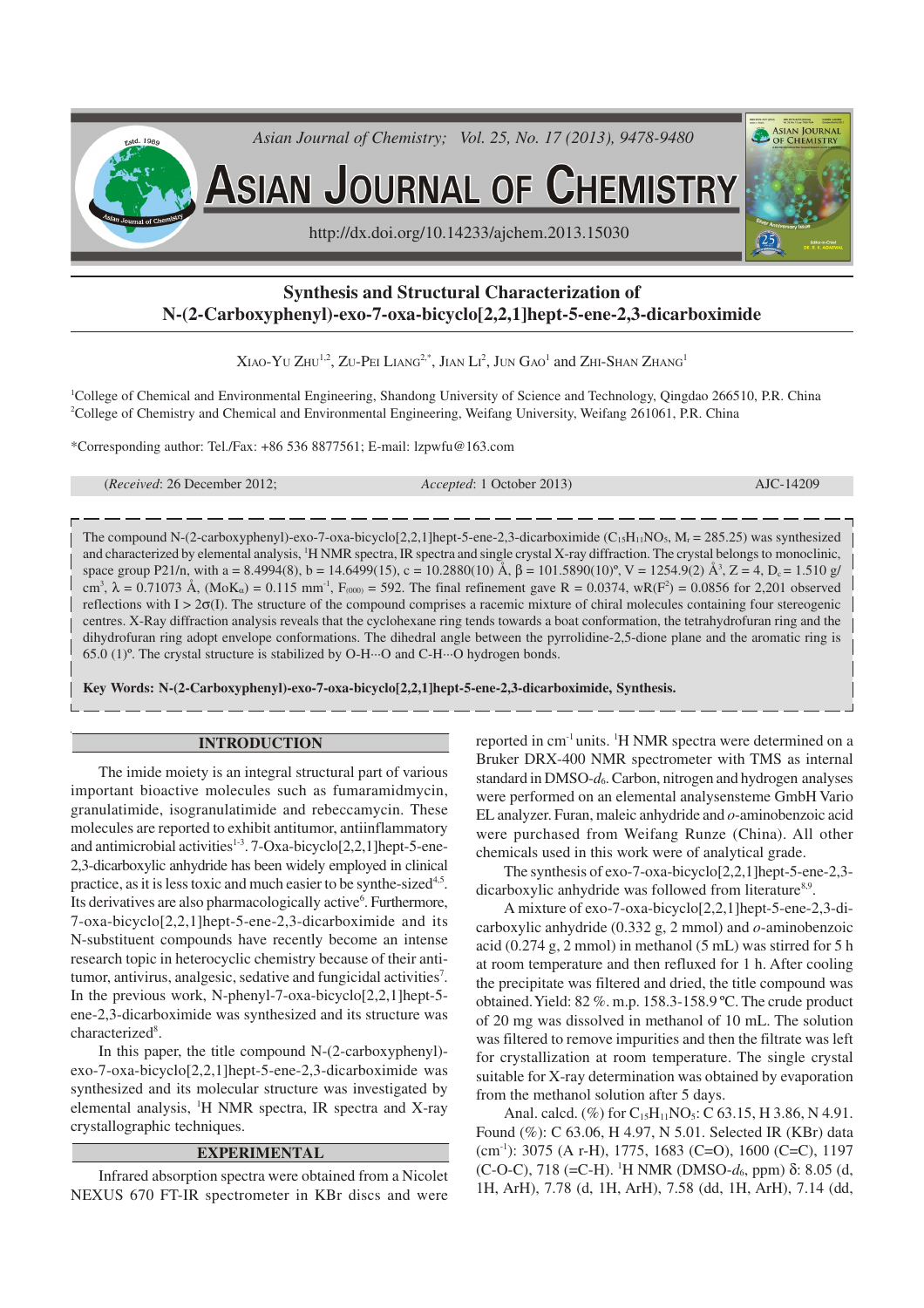# Synthesis and Structural Characterization of N-(2-Carboxyphenyl)-exo-7-oxa-bicyclo[2,2,1]hept-5-ene-2,3-dicarboximide

XIAO-YU ZHU[1,2], ZU-PEI LIANG[2,*], JIAN LI[2], JUN GAO[1] and ZHI-SHAN ZHANG[1]

[1]College of Chemical and Environmental Engineering, Shandong University of Science and Technology, Qingdao 266510, P.R. China
[2]College of Chemistry and Chemical and Environmental Engineering, Weifang University, Weifang 261061, P.R. China

*Corresponding author: Tel./Fax: +86 536 8877561; E-mail: lzpwfu@163.com

(*Received*: 26 December 2012; *Accepted*: 1 October 2013) AJC-14209

The compound N-(2-carboxyphenyl)-exo-7-oxa-bicyclo[2,2,1]hept-5-ene-2,3-dicarboximide ($C_{15}H_{11}NO_5$, $M_r$ = 285.25) was synthesized and characterized by elemental analysis, $^1$H NMR spectra, IR spectra and single crystal X-ray diffraction. The crystal belongs to monoclinic, space group P21/n, with a = 8.4994(8), b = 14.6499(15), c = 10.2880(10) Å, β = 101.5890(10)°, V = 1254.9(2) Å$^3$, Z = 4, $D_c$ = 1.510 g/cm$^3$, λ = 0.71073 Å, (MoK$_α$) = 0.115 mm$^{-1}$, $F_{(000)}$ = 592. The final refinement gave R = 0.0374, wR($F^2$) = 0.0856 for 2,201 observed reflections with I > 2σ(I). The structure of the compound comprises a racemic mixture of chiral molecules containing four stereogenic centres. X-Ray diffraction analysis reveals that the cyclohexane ring tends towards a boat conformation, the tetrahydrofuran ring and the dihydrofuran ring adopt envelope conformations. The dihedral angle between the pyrrolidine-2,5-dione plane and the aromatic ring is 65.0 (1)°. The crystal structure is stabilized by O-H···O and C-H···O hydrogen bonds.

**Key Words: N-(2-Carboxyphenyl)-exo-7-oxa-bicyclo[2,2,1]hept-5-ene-2,3-dicarboximide, Synthesis.**

## INTRODUCTION

The imide moiety is an integral structural part of various important bioactive molecules such as fumaramidmycin, granulatimide, isogranulatimide and rebeccamycin. These molecules are reported to exhibit antitumor, antiinflammatory and antimicrobial activities[1-3]. 7-Oxa-bicyclo[2,2,1]hept-5-ene-2,3-dicarboxylic anhydride has been widely employed in clinical practice, as it is less toxic and much easier to be synthe-sized[4,5]. Its derivatives are also pharmacologically active[6]. Furthermore, 7-oxa-bicyclo[2,2,1]hept-5-ene-2,3-dicarboximide and its N-substituent compounds have recently become an intense research topic in heterocyclic chemistry because of their anti-tumor, antivirus, analgesic, sedative and fungicidal activities[7]. In the previous work, N-phenyl-7-oxa-bicyclo[2,2,1]hept-5-ene-2,3-dicarboximide was synthesized and its structure was characterized[8].

In this paper, the title compound N-(2-carboxyphenyl)-exo-7-oxa-bicyclo[2,2,1]hept-5-ene-2,3-dicarboximide was synthesized and its molecular structure was investigated by elemental analysis, $^1$H NMR spectra, IR spectra and X-ray crystallographic techniques.

## EXPERIMENTAL

Infrared absorption spectra were obtained from a Nicolet NEXUS 670 FT-IR spectrometer in KBr discs and were reported in cm$^{-1}$ units. $^1$H NMR spectra were determined on a Bruker DRX-400 NMR spectrometer with TMS as internal standard in DMSO-$d_6$. Carbon, nitrogen and hydrogen analyses were performed on an elemental analysensteme GmbH Vario EL analyzer. Furan, maleic anhydride and *o*-aminobenzoic acid were purchased from Weifang Runze (China). All other chemicals used in this work were of analytical grade.

The synthesis of exo-7-oxa-bicyclo[2,2,1]hept-5-ene-2,3-dicarboxylic anhydride was followed from literature[8,9].

A mixture of exo-7-oxa-bicyclo[2,2,1]hept-5-ene-2,3-dicarboxylic anhydride (0.332 g, 2 mmol) and *o*-aminobenzoic acid (0.274 g, 2 mmol) in methanol (5 mL) was stirred for 5 h at room temperature and then refluxed for 1 h. After cooling the precipitate was filtered and dried, the title compound was obtained. Yield: 82 %. m.p. 158.3-158.9 ºC. The crude product of 20 mg was dissolved in methanol of 10 mL. The solution was filtered to remove impurities and then the filtrate was left for crystallization at room temperature. The single crystal suitable for X-ray determination was obtained by evaporation from the methanol solution after 5 days.

Anal. calcd. (%) for $C_{15}H_{11}NO_5$: C 63.15, H 3.86, N 4.91. Found (%): C 63.06, H 4.97, N 5.01. Selected IR (KBr) data (cm$^{-1}$): 3075 (A r-H), 1775, 1683 (C=O), 1600 (C=C), 1197 (C-O-C), 718 (=C-H). $^1$H NMR (DMSO-$d_6$, ppm) δ: 8.05 (d, 1H, ArH), 7.78 (d, 1H, ArH), 7.58 (dd, 1H, ArH), 7.14 (dd,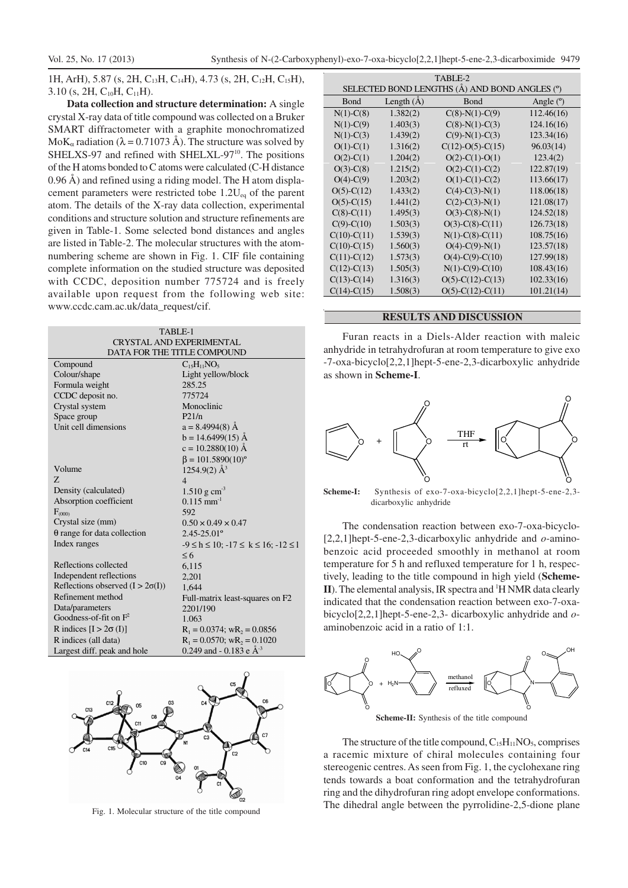1H, ArH), 5.87 (s, 2H, $C_{13}H$, $C_{14}H$), 4.73 (s, 2H, $C_{12}H$, $C_{15}H$), 3.10 (s, 2H, $C_{10}H$, $C_{11}H$).

**Data collection and structure determination:** A single crystal X-ray data of title compound was collected on a Bruker SMART diffractometer with a graphite monochromatized $MoK_\alpha$ radiation ($\lambda$ = 0.71073 Å). The structure was solved by SHELXS-97 and refined with SHELXL-97[10]. The positions of the H atoms bonded to C atoms were calculated (C-H distance 0.96 Å) and refined using a riding model. The H atom displacement parameters were restricted tobe $1.2U_{eq}$ of the parent atom. The details of the X-ray data collection, experimental conditions and structure solution and structure refinements are given in Table-1. Some selected bond distances and angles are listed in Table-2. The molecular structures with the atom-numbering scheme are shown in Fig. 1. CIF file containing complete information on the studied structure was deposited with CCDC, deposition number 775724 and is freely available upon request from the following web site: www.ccdc.cam.ac.uk/data_request/cif.

TABLE-1
CRYSTAL AND EXPERIMENTAL DATA FOR THE TITLE COMPOUND

| | |
|---|---|
| Compound | $C_{15}H_{11}NO_5$ |
| Colour/shape | Light yellow/block |
| Formula weight | 285.25 |
| CCDC deposit no. | 775724 |
| Crystal system | Monoclinic |
| Space group | P21/n |
| Unit cell dimensions | a = 8.4994(8) Å<br>b = 14.6499(15) Å<br>c = 10.2880(10) Å<br>$\beta$ = 101.5890(10)° |
| Volume | 1254.9(2) Å$^3$ |
| Z | 4 |
| Density (calculated) | 1.510 g cm$^{-3}$ |
| Absorption coefficient | 0.115 mm$^{-1}$ |
| $F_{(000)}$ | 592 |
| Crystal size (mm) | 0.50 × 0.49 × 0.47 |
| $\theta$ range for data collection | 2.45-25.01° |
| Index ranges | $-9 \le h \le 10$; $-17 \le k \le 16$; $-12 \le l \le 6$ |
| Reflections collected | 6,115 |
| Independent reflections | 2,201 |
| Reflections observed ($I > 2\sigma(I)$) | 1,644 |
| Refinement method | Full-matrix least-squares on F2 |
| Data/parameters | 2201/190 |
| Goodness-of-fit on $F^2$ | 1.063 |
| R indices [$I > 2\sigma$ (I)] | $R_1$ = 0.0374; $wR_2$ = 0.0856 |
| R indices (all data) | $R_1$ = 0.0570; $wR_2$ = 0.1020 |
| Largest diff. peak and hole | 0.249 and - 0.183 e Å$^{-3}$ |

Fig. 1. Molecular structure of the title compound

TABLE-2
SELECTED BOND LENGTHS (Å) AND BOND ANGLES (°)

| Bond | Length (Å) | Bond | Angle (°) |
|---|---|---|---|
| N(1)-C(8) | 1.382(2) | C(8)-N(1)-C(9) | 112.46(16) |
| N(1)-C(9) | 1.403(3) | C(8)-N(1)-C(3) | 124.16(16) |
| N(1)-C(3) | 1.439(2) | C(9)-N(1)-C(3) | 123.34(16) |
| O(1)-C(1) | 1.316(2) | C(12)-O(5)-C(15) | 96.03(14) |
| O(2)-C(1) | 1.204(2) | O(2)-C(1)-O(1) | 123.4(2) |
| O(3)-C(8) | 1.215(2) | O(2)-C(1)-C(2) | 122.87(19) |
| O(4)-C(9) | 1.203(2) | O(1)-C(1)-C(2) | 113.66(17) |
| O(5)-C(12) | 1.433(2) | C(4)-C(3)-N(1) | 118.06(18) |
| O(5)-C(15) | 1.441(2) | C(2)-C(3)-N(1) | 121.08(17) |
| C(8)-C(11) | 1.495(3) | O(3)-C(8)-N(1) | 124.52(18) |
| C(9)-C(10) | 1.503(3) | O(3)-C(8)-C(11) | 126.73(18) |
| C(10)-C(11) | 1.539(3) | N(1)-C(8)-C(11) | 108.75(16) |
| C(10)-C(15) | 1.560(3) | O(4)-C(9)-N(1) | 123.57(18) |
| C(11)-C(12) | 1.573(3) | O(4)-C(9)-C(10) | 127.99(18) |
| C(12)-C(13) | 1.505(3) | N(1)-C(9)-C(10) | 108.43(16) |
| C(13)-C(14) | 1.316(3) | O(5)-C(12)-C(13) | 102.33(16) |
| C(14)-C(15) | 1.508(3) | O(5)-C(12)-C(11) | 101.21(14) |

## RESULTS AND DISCUSSION

Furan reacts in a Diels-Alder reaction with maleic anhydride in tetrahydrofuran at room temperature to give exo -7-oxa-bicyclo[2,2,1]hept-5-ene-2,3-dicarboxylic anhydride as shown in **Scheme-I**.

**Scheme-I:** Synthesis of exo-7-oxa-bicyclo[2,2,1]hept-5-ene-2,3-dicarboxylic anhydride

The condensation reaction between exo-7-oxa-bicyclo-[2,2,1]hept-5-ene-2,3-dicarboxylic anhydride and *o*-amino-benzoic acid proceeded smoothly in methanol at room temperature for 5 h and refluxed temperature for 1 h, respectively, leading to the title compound in high yield (**Scheme-II**). The elemental analysis, IR spectra and $^1$H NMR data clearly indicated that the condensation reaction between exo-7-oxa-bicyclo[2,2,1]hept-5-ene-2,3- dicarboxylic anhydride and *o*-aminobenzoic acid in a ratio of 1:1.

**Scheme-II:** Synthesis of the title compound

The structure of the title compound, $C_{15}H_{11}NO_5$, comprises a racemic mixture of chiral molecules containing four stereogenic centres. As seen from Fig. 1, the cyclohexane ring tends towards a boat conformation and the tetrahydrofuran ring and the dihydrofuran ring adopt envelope conformations. The dihedral angle between the pyrrolidine-2,5-dione plane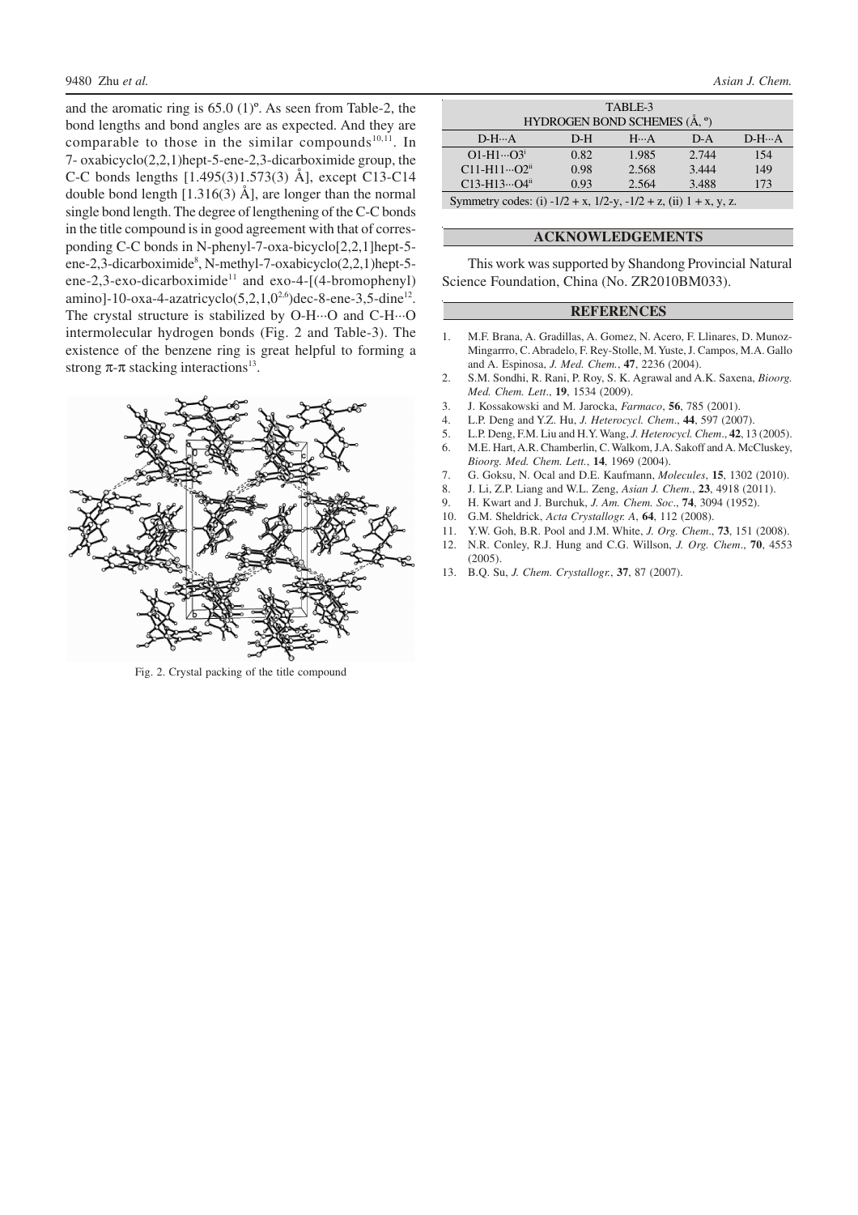and the aromatic ring is 65.0 (1)°. As seen from Table-2, the bond lengths and bond angles are as expected. And they are comparable to those in the similar compounds[10,11]. In 7- oxabicyclo(2,2,1)hept-5-ene-2,3-dicarboximide group, the C-C bonds lengths [1.495(3)1.573(3) Å], except C13-C14 double bond length [1.316(3) Å], are longer than the normal single bond length. The degree of lengthening of the C-C bonds in the title compound is in good agreement with that of corresponding C-C bonds in N-phenyl-7-oxa-bicyclo[2,2,1]hept-5-ene-2,3-dicarboximide[8], N-methyl-7-oxabicyclo(2,2,1)hept-5-ene-2,3-exo-dicarboximide[11] and exo-4-[(4-bromophenyl) amino]-10-oxa-4-azatricyclo(5,2,1,$0^{2,6}$)dec-8-ene-3,5-dine[12]. The crystal structure is stabilized by O-H···O and C-H···O intermolecular hydrogen bonds (Fig. 2 and Table-3). The existence of the benzene ring is great helpful to forming a strong π-π stacking interactions[13].

Fig. 2. Crystal packing of the title compound

TABLE-3
HYDROGEN BOND SCHEMES (Å, °)

| D-H···A | D-H | H···A | D-A | D-H···A |
|---|---|---|---|---|
| O1-H1···O3$^{i}$ | 0.82 | 1.985 | 2.744 | 154 |
| C11-H11···O2$^{ii}$ | 0.98 | 2.568 | 3.444 | 149 |
| C13-H13···O4$^{ii}$ | 0.93 | 2.564 | 3.488 | 173 |

Symmetry codes: (i) -1/2 + x, 1/2-y, -1/2 + z, (ii) 1 + x, y, z.

## ACKNOWLEDGEMENTS

This work was supported by Shandong Provincial Natural Science Foundation, China (No. ZR2010BM033).

## REFERENCES

1. M.F. Brana, A. Gradillas, A. Gomez, N. Acero, F. Llinares, D. Munoz-Mingarrro, C. Abradelo, F. Rey-Stolle, M. Yuste, J. Campos, M.A. Gallo and A. Espinosa, *J. Med. Chem.*, **47**, 2236 (2004).
2. S.M. Sondhi, R. Rani, P. Roy, S. K. Agrawal and A.K. Saxena, *Bioorg. Med. Chem. Lett*., **19**, 1534 (2009).
3. J. Kossakowski and M. Jarocka, *Farmaco*, **56**, 785 (2001).
4. L.P. Deng and Y.Z. Hu, *J. Heterocycl. Chem*., **44**, 597 (2007).
5. L.P. Deng, F.M. Liu and H.Y. Wang, *J. Heterocycl. Chem*., **42**, 13 (2005).
6. M.E. Hart, A.R. Chamberlin, C. Walkom, J.A. Sakoff and A. McCluskey, *Bioorg. Med. Chem. Lett.*, **14**, 1969 (2004).
7. G. Goksu, N. Ocal and D.E. Kaufmann, *Molecules*, **15**, 1302 (2010).
8. J. Li, Z.P. Liang and W.L. Zeng, *Asian J. Chem*., **23**, 4918 (2011).
9. H. Kwart and J. Burchuk, *J. Am. Chem. Soc*., **74**, 3094 (1952).
10. G.M. Sheldrick, *Acta Crystallogr. A*, **64**, 112 (2008).
11. Y.W. Goh, B.R. Pool and J.M. White, *J. Org. Chem*., **73**, 151 (2008).
12. N.R. Conley, R.J. Hung and C.G. Willson, *J. Org. Chem*., **70**, 4553 (2005).
13. B.Q. Su, *J. Chem. Crystallogr.*, **37**, 87 (2007).